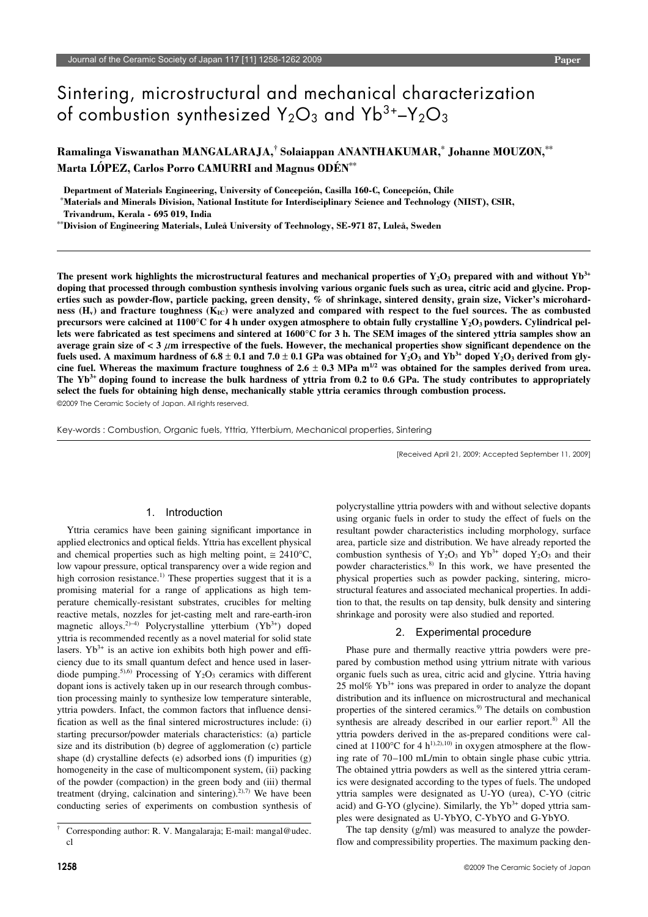# Sintering, microstructural and mechanical characterization of combustion synthesized $Y_2O_3$ and $Yb^{3+}$–$Y_2O_3$

**Ramalinga Viswanathan MANGALARAJA,[†] Solaiappan ANANTHAKUMAR,[*] Johanne MOUZON,[**] Marta LÓPEZ, Carlos Porro CAMURRI and Magnus ODÉN[**]**

Department of Materials Engineering, University of Concepción, Casilla 160-C, Concepción, Chile

[*]Materials and Minerals Division, National Institute for Interdisciplinary Science and Technology (NIIST), CSIR, Trivandrum, Kerala - 695 019, India

[**]Division of Engineering Materials, Luleå University of Technology, SE-971 87, Luleå, Sweden

**The present work highlights the microstructural features and mechanical properties of $Y_2O_3$ prepared with and without $Yb^{3+}$ doping that processed through combustion synthesis involving various organic fuels such as urea, citric acid and glycine. Properties such as powder-flow, particle packing, green density, % of shrinkage, sintered density, grain size, Vicker's microhardness ($H_v$) and fracture toughness ($K_{IC}$) were analyzed and compared with respect to the fuel sources. The as combusted precursors were calcined at 1100°C for 4 h under oxygen atmosphere to obtain fully crystalline $Y_2O_3$ powders. Cylindrical pellets were fabricated as test specimens and sintered at 1600°C for 3 h. The SEM images of the sintered yttria samples show an average grain size of < 3 μm irrespective of the fuels. However, the mechanical properties show significant dependence on the fuels used. A maximum hardness of 6.8 ± 0.1 and 7.0 ± 0.1 GPa was obtained for $Y_2O_3$ and $Yb^{3+}$ doped $Y_2O_3$ derived from glycine fuel. Whereas the maximum fracture toughness of 2.6 ± 0.3 MPa $m^{1/2}$ was obtained for the samples derived from urea. The $Yb^{3+}$ doping found to increase the bulk hardness of yttria from 0.2 to 0.6 GPa. The study contributes to appropriately select the fuels for obtaining high dense, mechanically stable yttria ceramics through combustion process.**

©2009 The Ceramic Society of Japan. All rights reserved.

Key-words : Combustion, Organic fuels, Yttria, Ytterbium, Mechanical properties, Sintering

[Received April 21, 2009; Accepted September 11, 2009]

## 1. Introduction

Yttria ceramics have been gaining significant importance in applied electronics and optical fields. Yttria has excellent physical and chemical properties such as high melting point, ≅ 2410°C, low vapour pressure, optical transparency over a wide region and high corrosion resistance.[1] These properties suggest that it is a promising material for a range of applications as high temperature chemically-resistant substrates, crucibles for melting reactive metals, nozzles for jet-casting melt and rare-earth-iron magnetic alloys.[2)–4)] Polycrystalline ytterbium ($Yb^{3+}$) doped yttria is recommended recently as a novel material for solid state lasers. $Yb^{3+}$ is an active ion exhibits both high power and efficiency due to its small quantum defect and hence used in laser-diode pumping.[5),6)] Processing of $Y_2O_3$ ceramics with different dopant ions is actively taken up in our research through combustion processing mainly to synthesize low temperature sinterable, yttria powders. Infact, the common factors that influence densification as well as the final sintered microstructures include: (i) starting precursor/powder materials characteristics: (a) particle size and its distribution (b) degree of agglomeration (c) particle shape (d) crystalline defects (e) adsorbed ions (f) impurities (g) homogeneity in the case of multicomponent system, (ii) packing of the powder (compaction) in the green body and (iii) thermal treatment (drying, calcination and sintering).[2),7)] We have been conducting series of experiments on combustion synthesis of polycrystalline yttria powders with and without selective dopants using organic fuels in order to study the effect of fuels on the resultant powder characteristics including morphology, surface area, particle size and distribution. We have already reported the combustion synthesis of $Y_2O_3$ and $Yb^{3+}$ doped $Y_2O_3$ and their powder characteristics.[8)] In this work, we have presented the physical properties such as powder packing, sintering, microstructural features and associated mechanical properties. In addition to that, the results on tap density, bulk density and sintering shrinkage and porosity were also studied and reported.

## 2. Experimental procedure

Phase pure and thermally reactive yttria powders were prepared by combustion method using yttrium nitrate with various organic fuels such as urea, citric acid and glycine. Yttria having 25 mol% $Yb^{3+}$ ions was prepared in order to analyze the dopant distribution and its influence on microstructural and mechanical properties of the sintered ceramics.[9)] The details on combustion synthesis are already described in our earlier report.[8)] All the yttria powders derived in the as-prepared conditions were calcined at 1100°C for 4 h[1),2),10)] in oxygen atmosphere at the flowing rate of 70–100 mL/min to obtain single phase cubic yttria. The obtained yttria powders as well as the sintered yttria ceramics were designated according to the types of fuels. The undoped yttria samples were designated as U-YO (urea), C-YO (citric acid) and G-YO (glycine). Similarly, the $Yb^{3+}$ doped yttria samples were designated as U-YbYO, C-YbYO and G-YbYO.

The tap density (g/ml) was measured to analyze the powder-flow and compressibility properties. The maximum packing den-

† Corresponding author: R. V. Mangalaraja; E-mail: mangal@udec.cl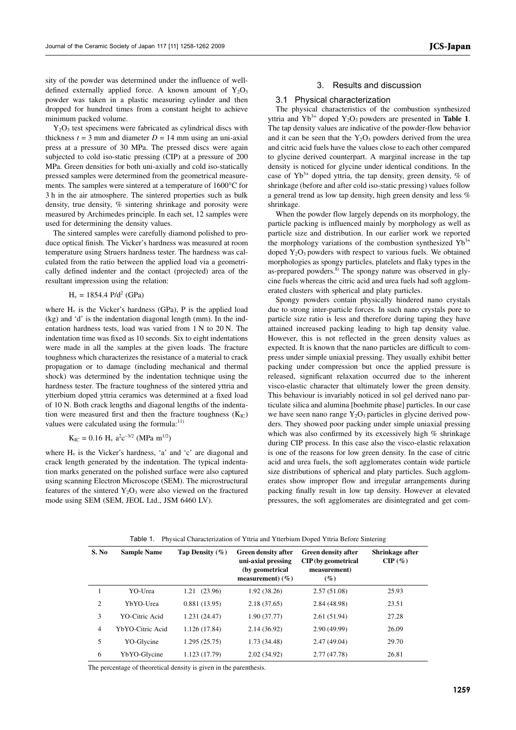sity of the powder was determined under the influence of well-defined externally applied force. A known amount of $Y_2O_3$ powder was taken in a plastic measuring cylinder and then dropped for hundred times from a constant height to achieve minimum packed volume.

$Y_2O_3$ test specimens were fabricated as cylindrical discs with thickness $t = 3$ mm and diameter $D = 14$ mm using an uni-axial press at a pressure of 30 MPa. The pressed discs were again subjected to cold iso-static pressing (CIP) at a pressure of 200 MPa. Green densities for both uni-axially and cold iso-statically pressed samples were determined from the geometrical measurements. The samples were sintered at a temperature of 1600°C for 3 h in the air atmosphere. The sintered properties such as bulk density, true density, % sintering shrinkage and porosity were measured by Archimedes principle. In each set, 12 samples were used for determining the density values.

The sintered samples were carefully diamond polished to produce optical finish. The Vicker's hardness was measured at room temperature using Struers hardness tester. The hardness was calculated from the ratio between the applied load via a geometrically defined indenter and the contact (projected) area of the resultant impression using the relation:

$$H_v = 1854.4\ P/d^2\ \text{(GPa)}$$

where $H_v$ is the Vicker's hardness (GPa), P is the applied load (kg) and 'd' is the indentation diagonal length (mm). In the indentation hardness tests, load was varied from 1 N to 20 N. The indentation time was fixed as 10 seconds. Six to eight indentations were made in all the samples at the given loads. The fracture toughness which characterizes the resistance of a material to crack propagation or to damage (including mechanical and thermal shock) was determined by the indentation technique using the hardness tester. The fracture toughness of the sintered yttria and ytterbium doped yttria ceramics was determined at a fixed load of 10 N. Both crack lengths and diagonal lengths of the indentation were measured first and then the fracture toughness ($K_{IC}$) values were calculated using the formula:[11)]

$$K_{IC} = 0.16\ H_v\ a^2c^{-3/2}\ \text{(MPa m}^{1/2}\text{)}$$

where $H_v$ is the Vicker's hardness, 'a' and 'c' are diagonal and crack length generated by the indentation. The typical indentation marks generated on the polished surface were also captured using scanning Electron Microscope (SEM). The microstructural features of the sintered $Y_2O_3$ were also viewed on the fractured mode using SEM (SEM, JEOL Ltd., JSM 6460 LV).

## 3. Results and discussion

### 3.1 Physical characterization

The physical characteristics of the combustion synthesized yttria and $Yb^{3+}$ doped $Y_2O_3$ powders are presented in **Table 1**. The tap density values are indicative of the powder-flow behavior and it can be seen that the $Y_2O_3$ powders derived from the urea and citric acid fuels have the values close to each other compared to glycine derived counterpart. A marginal increase in the tap density is noticed for glycine under identical conditions. In the case of $Yb^{3+}$ doped yttria, the tap density, green density, % of shrinkage (before and after cold iso-static pressing) values follow a general trend as low tap density, high green density and less % shrinkage.

When the powder flow largely depends on its morphology, the particle packing is influenced mainly by morphology as well as particle size and distribution. In our earlier work we reported the morphology variations of the combustion synthesized $Yb^{3+}$ doped $Y_2O_3$ powders with respect to various fuels. We obtained morphologies as spongy particles, platelets and flaky types in the as-prepared powders.[8)] The spongy nature was observed in glycine fuels whereas the citric acid and urea fuels had soft agglomerated clusters with spherical and platy particles.

Spongy powders contain physically hindered nano crystals due to strong inter-particle forces. In such nano crystals pore to particle size ratio is less and therefore during taping they have attained increased packing leading to high tap density value. However, this is not reflected in the green density values as expected. It is known that the nano particles are difficult to compress under simple uniaxial pressing. They usually exhibit better packing under compression but once the applied pressure is released, significant relaxation occurred due to the inherent visco-elastic character that ultimately lower the green density. This behaviour is invariably noticed in sol gel derived nano particulate silica and alumina [boehmite phase] particles. In our case we have seen nano range $Y_2O_3$ particles in glycine derived powders. They showed poor packing under simple uniaxial pressing which was also confirmed by its excessively high % shrinkage during CIP process. In this case also the visco-elastic relaxation is one of the reasons for low green density. In the case of citric acid and urea fuels, the soft agglomerates contain wide particle size distributions of spherical and platy particles. Such agglomerates show improper flow and irregular arrangements during packing finally result in low tap density. However at elevated pressures, the soft agglomerates are disintegrated and get com-

Table 1. Physical Characterization of Yttria and Ytterbium Doped Yttria Before Sintering

| S. No | Sample Name | Tap Density (%) | Green density after uni-axial pressing (by geometrical measurement) (%) | Green density after CIP (by geometrical measurement) (%) | Shrinkage after CIP (%) |
|---|---|---|---|---|---|
| 1 | YO-Urea | 1.21 (23.96) | 1.92 (38.26) | 2.57 (51.08) | 25.93 |
| 2 | YbYO-Urea | 0.881 (13.95) | 2.18 (37.65) | 2.84 (48.98) | 23.51 |
| 3 | YO-Citric Acid | 1.231 (24.47) | 1.90 (37.77) | 2.61 (51.94) | 27.28 |
| 4 | YbYO-Citric Acid | 1.126 (17.84) | 2.14 (36.92) | 2.90 (49.99) | 26.09 |
| 5 | YO-Glycine | 1.295 (25.75) | 1.73 (34.48) | 2.47 (49.04) | 29.70 |
| 6 | YbYO-Glycine | 1.123 (17.79) | 2.02 (34.92) | 2.77 (47.78) | 26.81 |

The percentage of theoretical density is given in the parenthesis.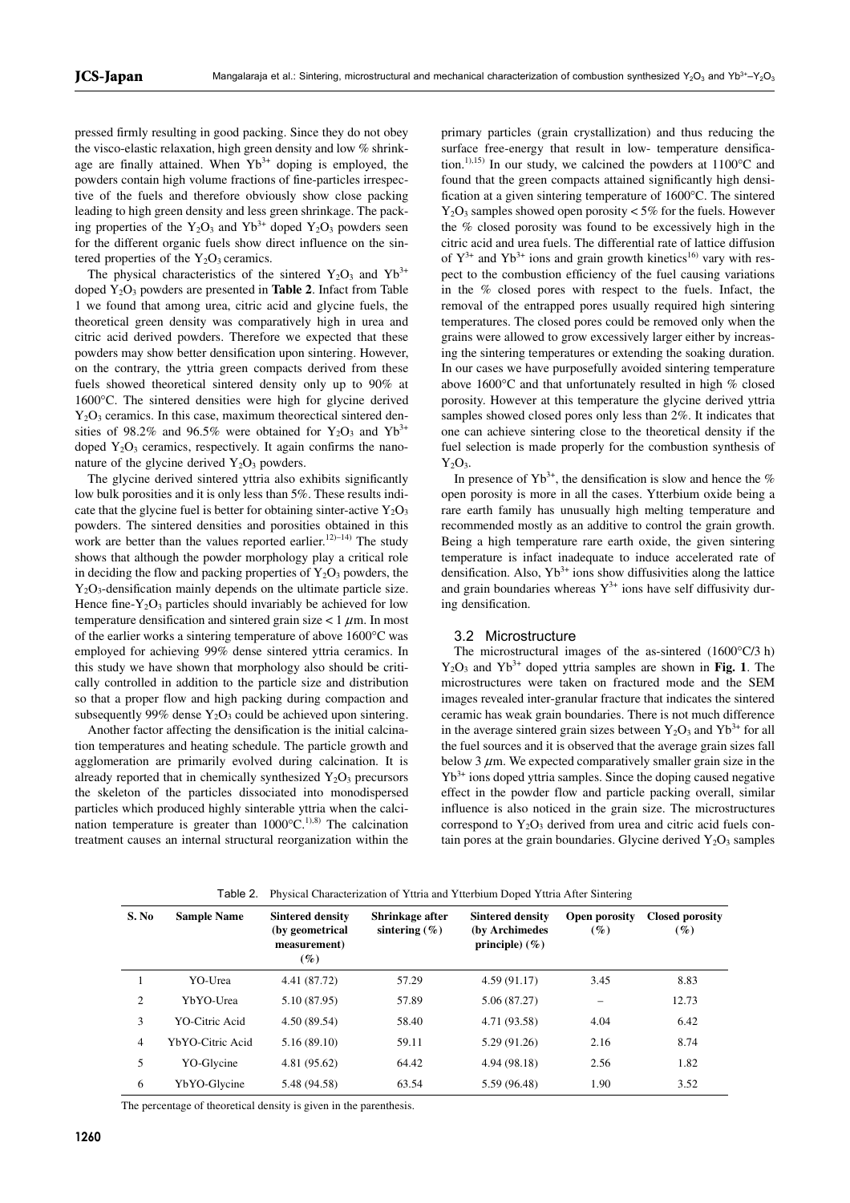pressed firmly resulting in good packing. Since they do not obey the visco-elastic relaxation, high green density and low % shrinkage are finally attained. When $Yb^{3+}$ doping is employed, the powders contain high volume fractions of fine-particles irrespective of the fuels and therefore obviously show close packing leading to high green density and less green shrinkage. The packing properties of the $Y_2O_3$ and $Yb^{3+}$ doped $Y_2O_3$ powders seen for the different organic fuels show direct influence on the sintered properties of the $Y_2O_3$ ceramics.

The physical characteristics of the sintered $Y_2O_3$ and $Yb^{3+}$ doped $Y_2O_3$ powders are presented in **Table 2**. Infact from Table 1 we found that among urea, citric acid and glycine fuels, the theoretical green density was comparatively high in urea and citric acid derived powders. Therefore we expected that these powders may show better densification upon sintering. However, on the contrary, the yttria green compacts derived from these fuels showed theoretical sintered density only up to 90% at 1600°C. The sintered densities were high for glycine derived $Y_2O_3$ ceramics. In this case, maximum theoretical sintered densities of 98.2% and 96.5% were obtained for $Y_2O_3$ and $Yb^{3+}$ doped $Y_2O_3$ ceramics, respectively. It again confirms the nano-nature of the glycine derived $Y_2O_3$ powders.

The glycine derived sintered yttria also exhibits significantly low bulk porosities and it is only less than 5%. These results indicate that the glycine fuel is better for obtaining sinter-active $Y_2O_3$ powders. The sintered densities and porosities obtained in this work are better than the values reported earlier.[12)–14)] The study shows that although the powder morphology play a critical role in deciding the flow and packing properties of $Y_2O_3$ powders, the $Y_2O_3$-densification mainly depends on the ultimate particle size. Hence fine-$Y_2O_3$ particles should invariably be achieved for low temperature densification and sintered grain size < 1 μm. In most of the earlier works a sintering temperature of above 1600°C was employed for achieving 99% dense sintered yttria ceramics. In this study we have shown that morphology also should be critically controlled in addition to the particle size and distribution so that a proper flow and high packing during compaction and subsequently 99% dense $Y_2O_3$ could be achieved upon sintering.

Another factor affecting the densification is the initial calcination temperatures and heating schedule. The particle growth and agglomeration are primarily evolved during calcination. It is already reported that in chemically synthesized $Y_2O_3$ precursors the skeleton of the particles dissociated into monodispersed particles which produced highly sinterable yttria when the calcination temperature is greater than 1000°C.[1),8)] The calcination treatment causes an internal structural reorganization within the primary particles (grain crystallization) and thus reducing the surface free-energy that result in low- temperature densification.[1),15)] In our study, we calcined the powders at 1100°C and found that the green compacts attained significantly high densification at a given sintering temperature of 1600°C. The sintered $Y_2O_3$ samples showed open porosity < 5% for the fuels. However the % closed porosity was found to be excessively high in the citric acid and urea fuels. The differential rate of lattice diffusion of $Y^{3+}$ and $Yb^{3+}$ ions and grain growth kinetics[16)] vary with respect to the combustion efficiency of the fuel causing variations in the % closed pores with respect to the fuels. Infact, the removal of the entrapped pores usually required high sintering temperatures. The closed pores could be removed only when the grains were allowed to grow excessively larger either by increasing the sintering temperatures or extending the soaking duration. In our cases we have purposefully avoided sintering temperature above 1600°C and that unfortunately resulted in high % closed porosity. However at this temperature the glycine derived yttria samples showed closed pores only less than 2%. It indicates that one can achieve sintering close to the theoretical density if the fuel selection is made properly for the combustion synthesis of $Y_2O_3$.

In presence of $Yb^{3+}$, the densification is slow and hence the % open porosity is more in all the cases. Ytterbium oxide being a rare earth family has unusually high melting temperature and recommended mostly as an additive to control the grain growth. Being a high temperature rare earth oxide, the given sintering temperature is infact inadequate to induce accelerated rate of densification. Also, $Yb^{3+}$ ions show diffusivities along the lattice and grain boundaries whereas $Y^{3+}$ ions have self diffusivity during densification.

### 3.2 Microstructure

The microstructural images of the as-sintered (1600°C/3 h) $Y_2O_3$ and $Yb^{3+}$ doped yttria samples are shown in **Fig. 1**. The microstructures were taken on fractured mode and the SEM images revealed inter-granular fracture that indicates the sintered ceramic has weak grain boundaries. There is not much difference in the average sintered grain sizes between $Y_2O_3$ and $Yb^{3+}$ for all the fuel sources and it is observed that the average grain sizes fall below 3 μm. We expected comparatively smaller grain size in the $Yb^{3+}$ ions doped yttria samples. Since the doping caused negative effect in the powder flow and particle packing overall, similar influence is also noticed in the grain size. The microstructures correspond to $Y_2O_3$ derived from urea and citric acid fuels contain pores at the grain boundaries. Glycine derived $Y_2O_3$ samples

Table 2. Physical Characterization of Yttria and Ytterbium Doped Yttria After Sintering

| S. No | Sample Name | Sintered density (by geometrical measurement) (%) | Shrinkage after sintering (%) | Sintered density (by Archimedes principle) (%) | Open porosity (%) | Closed porosity (%) |
|---|---|---|---|---|---|---|
| 1 | YO-Urea | 4.41 (87.72) | 57.29 | 4.59 (91.17) | 3.45 | 8.83 |
| 2 | YbYO-Urea | 5.10 (87.95) | 57.89 | 5.06 (87.27) | – | 12.73 |
| 3 | YO-Citric Acid | 4.50 (89.54) | 58.40 | 4.71 (93.58) | 4.04 | 6.42 |
| 4 | YbYO-Citric Acid | 5.16 (89.10) | 59.11 | 5.29 (91.26) | 2.16 | 8.74 |
| 5 | YO-Glycine | 4.81 (95.62) | 64.42 | 4.94 (98.18) | 2.56 | 1.82 |
| 6 | YbYO-Glycine | 5.48 (94.58) | 63.54 | 5.59 (96.48) | 1.90 | 3.52 |

The percentage of theoretical density is given in the parenthesis.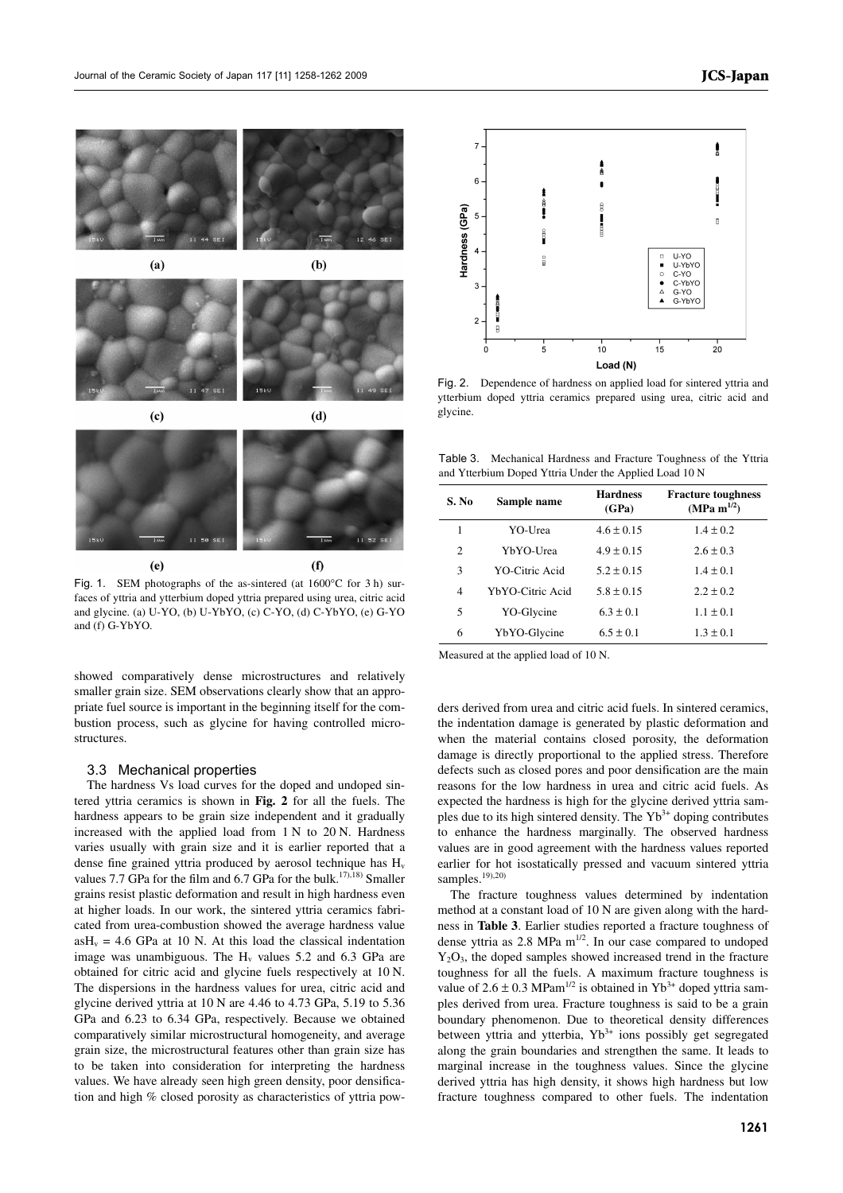Fig. 1. SEM photographs of the as-sintered (at 1600°C for 3 h) surfaces of yttria and ytterbium doped yttria prepared using urea, citric acid and glycine. (a) U-YO, (b) U-YbYO, (c) C-YO, (d) C-YbYO, (e) G-YO and (f) G-YbYO.

showed comparatively dense microstructures and relatively smaller grain size. SEM observations clearly show that an appropriate fuel source is important in the beginning itself for the combustion process, such as glycine for having controlled microstructures.

### 3.3 Mechanical properties

The hardness Vs load curves for the doped and undoped sintered yttria ceramics is shown in **Fig. 2** for all the fuels. The hardness appears to be grain size independent and it gradually increased with the applied load from 1 N to 20 N. Hardness varies usually with grain size and it is earlier reported that a dense fine grained yttria produced by aerosol technique has $H_v$ values 7.7 GPa for the film and 6.7 GPa for the bulk.[17),18)] Smaller grains resist plastic deformation and result in high hardness even at higher loads. In our work, the sintered yttria ceramics fabricated from urea-combustion showed the average hardness value as$H_v$ = 4.6 GPa at 10 N. At this load the classical indentation image was unambiguous. The $H_v$ values 5.2 and 6.3 GPa are obtained for citric acid and glycine fuels respectively at 10 N. The dispersions in the hardness values for urea, citric acid and glycine derived yttria at 10 N are 4.46 to 4.73 GPa, 5.19 to 5.36 GPa and 6.23 to 6.34 GPa, respectively. Because we obtained comparatively similar microstructural homogeneity, and average grain size, the microstructural features other than grain size has to be taken into consideration for interpreting the hardness values. We have already seen high green density, poor densification and high % closed porosity as characteristics of yttria powders derived from urea and citric acid fuels. In sintered ceramics, the indentation damage is generated by plastic deformation and when the material contains closed porosity, the deformation damage is directly proportional to the applied stress. Therefore defects such as closed pores and poor densification are the main reasons for the low hardness in urea and citric acid fuels. As expected the hardness is high for the glycine derived yttria samples due to its high sintered density. The $Yb^{3+}$ doping contributes to enhance the hardness marginally. The observed hardness values are in good agreement with the hardness values reported earlier for hot isostatically pressed and vacuum sintered yttria samples.[19),20)]

The fracture toughness values determined by indentation method at a constant load of 10 N are given along with the hardness in **Table 3**. Earlier studies reported a fracture toughness of dense yttria as 2.8 MPa $m^{1/2}$. In our case compared to undoped $Y_2O_3$, the doped samples showed increased trend in the fracture toughness for all the fuels. A maximum fracture toughness is value of $2.6 \pm 0.3$ $MPam^{1/2}$ is obtained in $Yb^{3+}$ doped yttria samples derived from urea. Fracture toughness is said to be a grain boundary phenomenon. Due to theoretical density differences between yttria and ytterbia, $Yb^{3+}$ ions possibly get segregated along the grain boundaries and strengthen the same. It leads to marginal increase in the toughness values. Since the glycine derived yttria has high density, it shows high hardness but low fracture toughness compared to other fuels. The indentation

Fig. 2. Dependence of hardness on applied load for sintered yttria and ytterbium doped yttria ceramics prepared using urea, citric acid and glycine.

Table 3. Mechanical Hardness and Fracture Toughness of the Yttria and Ytterbium Doped Yttria Under the Applied Load 10 N

| S. No | Sample name | Hardness (GPa) | Fracture toughness (MPa $m^{1/2}$) |
|---|---|---|---|
| 1 | YO-Urea | $4.6 \pm 0.15$ | $1.4 \pm 0.2$ |
| 2 | YbYO-Urea | $4.9 \pm 0.15$ | $2.6 \pm 0.3$ |
| 3 | YO-Citric Acid | $5.2 \pm 0.15$ | $1.4 \pm 0.1$ |
| 4 | YbYO-Citric Acid | $5.8 \pm 0.15$ | $2.2 \pm 0.2$ |
| 5 | YO-Glycine | $6.3 \pm 0.1$ | $1.1 \pm 0.1$ |
| 6 | YbYO-Glycine | $6.5 \pm 0.1$ | $1.3 \pm 0.1$ |

Measured at the applied load of 10 N.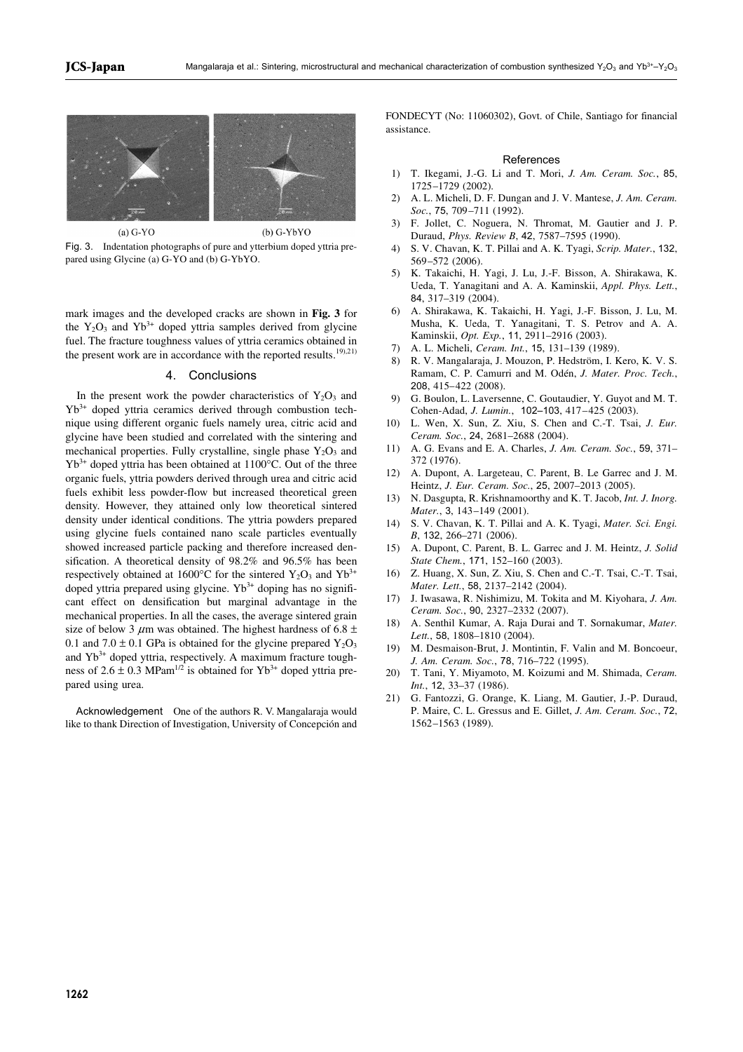(a) G-YO

(b) G-YbYO

Fig. 3. Indentation photographs of pure and ytterbium doped yttria prepared using Glycine (a) G-YO and (b) G-YbYO.

mark images and the developed cracks are shown in **Fig. 3** for the $Y_2O_3$ and $Yb^{3+}$ doped yttria samples derived from glycine fuel. The fracture toughness values of yttria ceramics obtained in the present work are in accordance with the reported results.[19),21)]

## 4. Conclusions

In the present work the powder characteristics of $Y_2O_3$ and $Yb^{3+}$ doped yttria ceramics derived through combustion technique using different organic fuels namely urea, citric acid and glycine have been studied and correlated with the sintering and mechanical properties. Fully crystalline, single phase $Y_2O_3$ and $Yb^{3+}$ doped yttria has been obtained at 1100°C. Out of the three organic fuels, yttria powders derived through urea and citric acid fuels exhibit less powder-flow but increased theoretical green density. However, they attained only low theoretical sintered density under identical conditions. The yttria powders prepared using glycine fuels contained nano scale particles eventually showed increased particle packing and therefore increased densification. A theoretical density of 98.2% and 96.5% has been respectively obtained at 1600°C for the sintered $Y_2O_3$ and $Yb^{3+}$ doped yttria prepared using glycine. $Yb^{3+}$ doping has no significant effect on densification but marginal advantage in the mechanical properties. In all the cases, the average sintered grain size of below 3 $\mu$m was obtained. The highest hardness of $6.8 \pm 0.1$ and $7.0 \pm 0.1$ GPa is obtained for the glycine prepared $Y_2O_3$ and $Yb^{3+}$ doped yttria, respectively. A maximum fracture toughness of $2.6 \pm 0.3$ MPam$^{1/2}$ is obtained for $Yb^{3+}$ doped yttria prepared using urea.

**Acknowledgement** One of the authors R. V. Mangalaraja would like to thank Direction of Investigation, University of Concepción and FONDECYT (No: 11060302), Govt. of Chile, Santiago for financial assistance.

## References

1) T. Ikegami, J.-G. Li and T. Mori, *J. Am. Ceram. Soc.*, **85**, 1725–1729 (2002).
2) A. L. Micheli, D. F. Dungan and J. V. Mantese, *J. Am. Ceram. Soc.*, **75**, 709–711 (1992).
3) F. Jollet, C. Noguera, N. Thromat, M. Gautier and J. P. Duraud, *Phys. Review B*, **42**, 7587–7595 (1990).
4) S. V. Chavan, K. T. Pillai and A. K. Tyagi, *Scrip. Mater.*, **132**, 569–572 (2006).
5) K. Takaichi, H. Yagi, J. Lu, J.-F. Bisson, A. Shirakawa, K. Ueda, T. Yanagitani and A. A. Kaminskii, *Appl. Phys. Lett.*, **84**, 317–319 (2004).
6) A. Shirakawa, K. Takaichi, H. Yagi, J.-F. Bisson, J. Lu, M. Musha, K. Ueda, T. Yanagitani, T. S. Petrov and A. A. Kaminskii, *Opt. Exp.*, **11**, 2911–2916 (2003).
7) A. L. Micheli, *Ceram. Int.*, **15**, 131–139 (1989).
8) R. V. Mangalaraja, J. Mouzon, P. Hedström, I. Kero, K. V. S. Ramam, C. P. Camurri and M. Odén, *J. Mater. Proc. Tech.*, **208**, 415–422 (2008).
9) G. Boulon, L. Laversenne, C. Goutaudier, Y. Guyot and M. T. Cohen-Adad, *J. Lumin.*, **102–103**, 417–425 (2003).
10) L. Wen, X. Sun, Z. Xiu, S. Chen and C.-T. Tsai, *J. Eur. Ceram. Soc.*, **24**, 2681–2688 (2004).
11) A. G. Evans and E. A. Charles, *J. Am. Ceram. Soc.*, **59**, 371–372 (1976).
12) A. Dupont, A. Largeteau, C. Parent, B. Le Garrec and J. M. Heintz, *J. Eur. Ceram. Soc.*, **25**, 2007–2013 (2005).
13) N. Dasgupta, R. Krishnamoorthy and K. T. Jacob, *Int. J. Inorg. Mater.*, **3**, 143–149 (2001).
14) S. V. Chavan, K. T. Pillai and A. K. Tyagi, *Mater. Sci. Engi. B*, **132**, 266–271 (2006).
15) A. Dupont, C. Parent, B. L. Garrec and J. M. Heintz, *J. Solid State Chem.*, **171**, 152–160 (2003).
16) Z. Huang, X. Sun, Z. Xiu, S. Chen and C.-T. Tsai, C.-T. Tsai, *Mater. Lett.*, **58**, 2137–2142 (2004).
17) J. Iwasawa, R. Nishimizu, M. Tokita and M. Kiyohara, *J. Am. Ceram. Soc.*, **90**, 2327–2332 (2007).
18) A. Senthil Kumar, A. Raja Durai and T. Sornakumar, *Mater. Lett.*, **58**, 1808–1810 (2004).
19) M. Desmaison-Brut, J. Montintin, F. Valin and M. Boncoeur, *J. Am. Ceram. Soc.*, **78**, 716–722 (1995).
20) T. Tani, Y. Miyamoto, M. Koizumi and M. Shimada, *Ceram. Int.*, **12**, 33–37 (1986).
21) G. Fantozzi, G. Orange, K. Liang, M. Gautier, J.-P. Duraud, P. Maire, C. L. Gressus and E. Gillet, *J. Am. Ceram. Soc.*, **72**, 1562–1563 (1989).